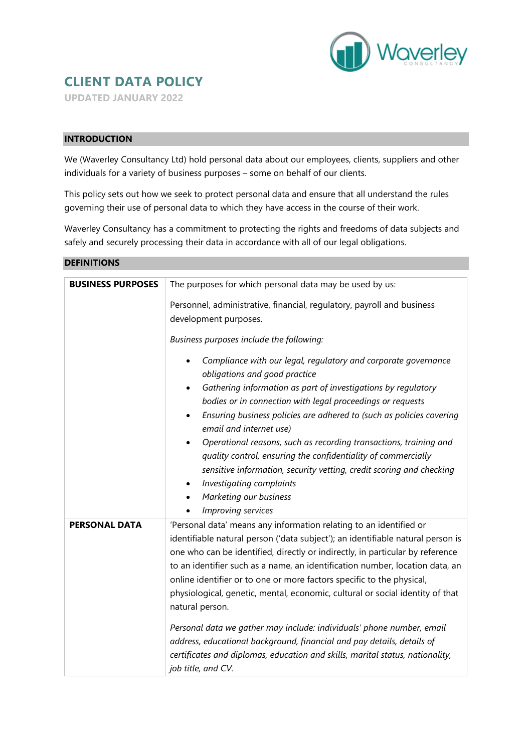# CLIENT DATA POLICY

UPDATED JANUARY 2022

## INTRODUCTION

We (Waverley Consultancy Ltd) hold personal data about our employees, clients, suppliers and other individuals for a variety of business purposes – some on behalf of our clients.

This policy sets out how we seek to protect personal data and ensure that all understand the rules governing their use of personal data to which they have access in the course of their work.

Waverley Consultancy has a commitment to protecting the rights and freedoms of data subjects and safely and securely processing their data in accordance with all of our legal obligations.

## DEFINITIONS

| | |
|---|---|
| **BUSINESS PURPOSES** | The purposes for which personal data may be used by us:<br><br>Personnel, administrative, financial, regulatory, payroll and business development purposes.<br><br>*Business purposes include the following:*<br><br>• *Compliance with our legal, regulatory and corporate governance obligations and good practice*<br>• *Gathering information as part of investigations by regulatory bodies or in connection with legal proceedings or requests*<br>• *Ensuring business policies are adhered to (such as policies covering email and internet use)*<br>• *Operational reasons, such as recording transactions, training and quality control, ensuring the confidentiality of commercially sensitive information, security vetting, credit scoring and checking*<br>• *Investigating complaints*<br>• *Marketing our business*<br>• *Improving services* |
| **PERSONAL DATA** | 'Personal data' means any information relating to an identified or identifiable natural person ('data subject'); an identifiable natural person is one who can be identified, directly or indirectly, in particular by reference to an identifier such as a name, an identification number, location data, an online identifier or to one or more factors specific to the physical, physiological, genetic, mental, economic, cultural or social identity of that natural person.<br><br>*Personal data we gather may include: individuals' phone number, email address, educational background, financial and pay details, details of certificates and diplomas, education and skills, marital status, nationality, job title, and CV.* |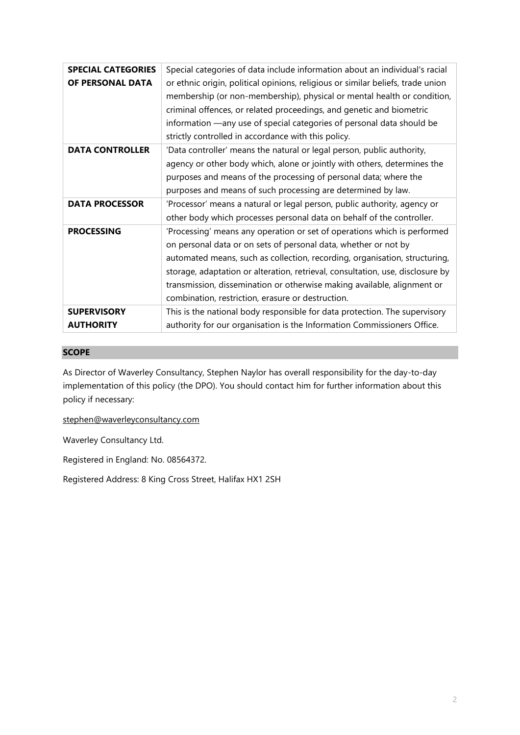| | |
|---|---|
| **SPECIAL CATEGORIES OF PERSONAL DATA** | Special categories of data include information about an individual's racial or ethnic origin, political opinions, religious or similar beliefs, trade union membership (or non-membership), physical or mental health or condition, criminal offences, or related proceedings, and genetic and biometric information —any use of special categories of personal data should be strictly controlled in accordance with this policy. |
| **DATA CONTROLLER** | 'Data controller' means the natural or legal person, public authority, agency or other body which, alone or jointly with others, determines the purposes and means of the processing of personal data; where the purposes and means of such processing are determined by law. |
| **DATA PROCESSOR** | 'Processor' means a natural or legal person, public authority, agency or other body which processes personal data on behalf of the controller. |
| **PROCESSING** | 'Processing' means any operation or set of operations which is performed on personal data or on sets of personal data, whether or not by automated means, such as collection, recording, organisation, structuring, storage, adaptation or alteration, retrieval, consultation, use, disclosure by transmission, dissemination or otherwise making available, alignment or combination, restriction, erasure or destruction. |
| **SUPERVISORY AUTHORITY** | This is the national body responsible for data protection. The supervisory authority for our organisation is the Information Commissioners Office. |

## SCOPE

As Director of Waverley Consultancy, Stephen Naylor has overall responsibility for the day-to-day implementation of this policy (the DPO). You should contact him for further information about this policy if necessary:

stephen@waverleyconsultancy.com

Waverley Consultancy Ltd.

Registered in England: No. 08564372.

Registered Address: 8 King Cross Street, Halifax HX1 2SH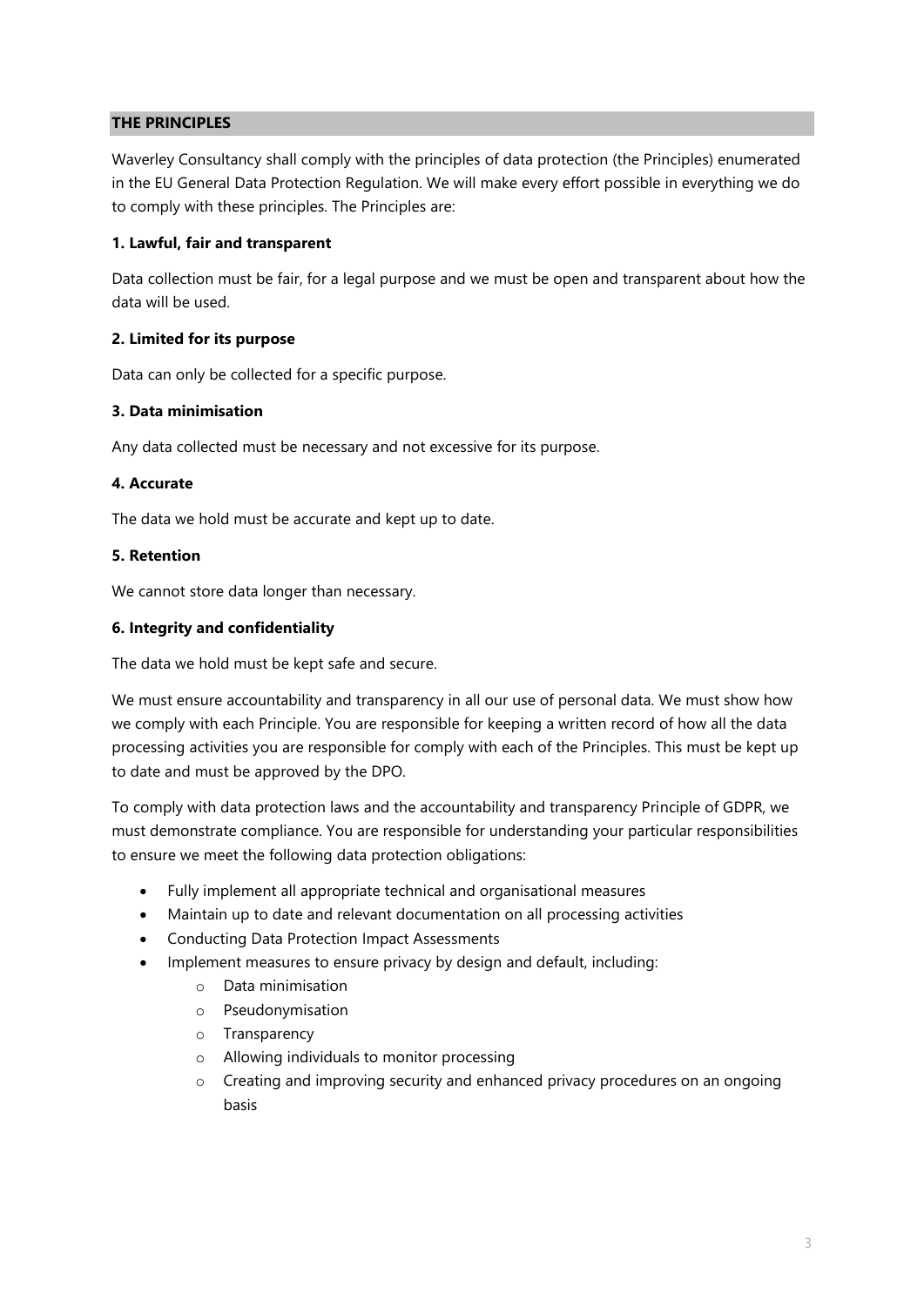## THE PRINCIPLES

Waverley Consultancy shall comply with the principles of data protection (the Principles) enumerated in the EU General Data Protection Regulation. We will make every effort possible in everything we do to comply with these principles. The Principles are:

### 1. Lawful, fair and transparent

Data collection must be fair, for a legal purpose and we must be open and transparent about how the data will be used.

### 2. Limited for its purpose

Data can only be collected for a specific purpose.

### 3. Data minimisation

Any data collected must be necessary and not excessive for its purpose.

### 4. Accurate

The data we hold must be accurate and kept up to date.

### 5. Retention

We cannot store data longer than necessary.

### 6. Integrity and confidentiality

The data we hold must be kept safe and secure.

We must ensure accountability and transparency in all our use of personal data. We must show how we comply with each Principle. You are responsible for keeping a written record of how all the data processing activities you are responsible for comply with each of the Principles. This must be kept up to date and must be approved by the DPO.

To comply with data protection laws and the accountability and transparency Principle of GDPR, we must demonstrate compliance. You are responsible for understanding your particular responsibilities to ensure we meet the following data protection obligations:

- Fully implement all appropriate technical and organisational measures
- Maintain up to date and relevant documentation on all processing activities
- Conducting Data Protection Impact Assessments
- Implement measures to ensure privacy by design and default, including:
  - Data minimisation
  - Pseudonymisation
  - Transparency
  - Allowing individuals to monitor processing
  - Creating and improving security and enhanced privacy procedures on an ongoing basis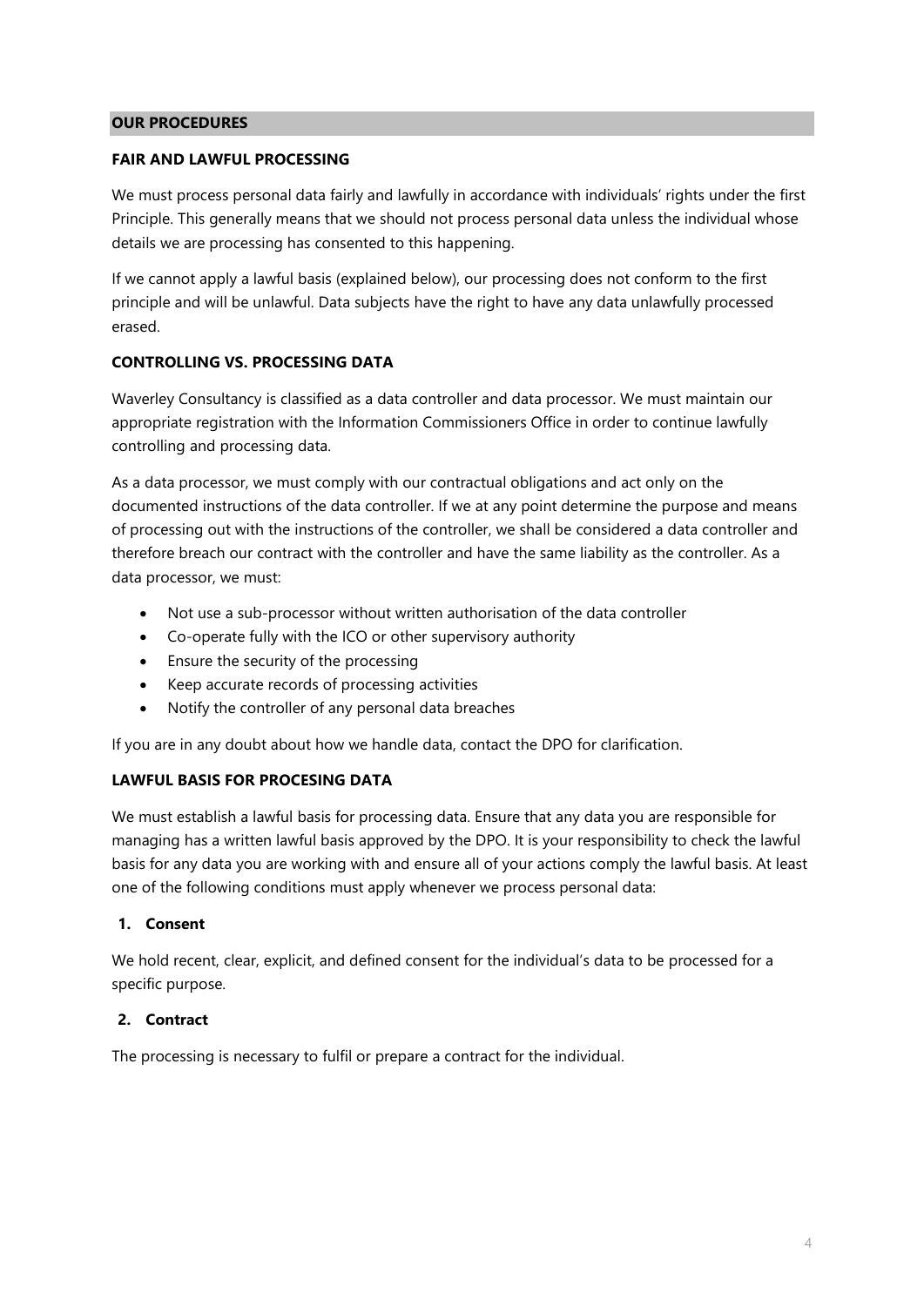## OUR PROCEDURES

### FAIR AND LAWFUL PROCESSING

We must process personal data fairly and lawfully in accordance with individuals' rights under the first Principle. This generally means that we should not process personal data unless the individual whose details we are processing has consented to this happening.

If we cannot apply a lawful basis (explained below), our processing does not conform to the first principle and will be unlawful. Data subjects have the right to have any data unlawfully processed erased.

### CONTROLLING VS. PROCESSING DATA

Waverley Consultancy is classified as a data controller and data processor. We must maintain our appropriate registration with the Information Commissioners Office in order to continue lawfully controlling and processing data.

As a data processor, we must comply with our contractual obligations and act only on the documented instructions of the data controller. If we at any point determine the purpose and means of processing out with the instructions of the controller, we shall be considered a data controller and therefore breach our contract with the controller and have the same liability as the controller. As a data processor, we must:

- Not use a sub-processor without written authorisation of the data controller
- Co-operate fully with the ICO or other supervisory authority
- Ensure the security of the processing
- Keep accurate records of processing activities
- Notify the controller of any personal data breaches

If you are in any doubt about how we handle data, contact the DPO for clarification.

### LAWFUL BASIS FOR PROCESING DATA

We must establish a lawful basis for processing data. Ensure that any data you are responsible for managing has a written lawful basis approved by the DPO. It is your responsibility to check the lawful basis for any data you are working with and ensure all of your actions comply the lawful basis. At least one of the following conditions must apply whenever we process personal data:

**1. Consent**

We hold recent, clear, explicit, and defined consent for the individual's data to be processed for a specific purpose.

**2. Contract**

The processing is necessary to fulfil or prepare a contract for the individual.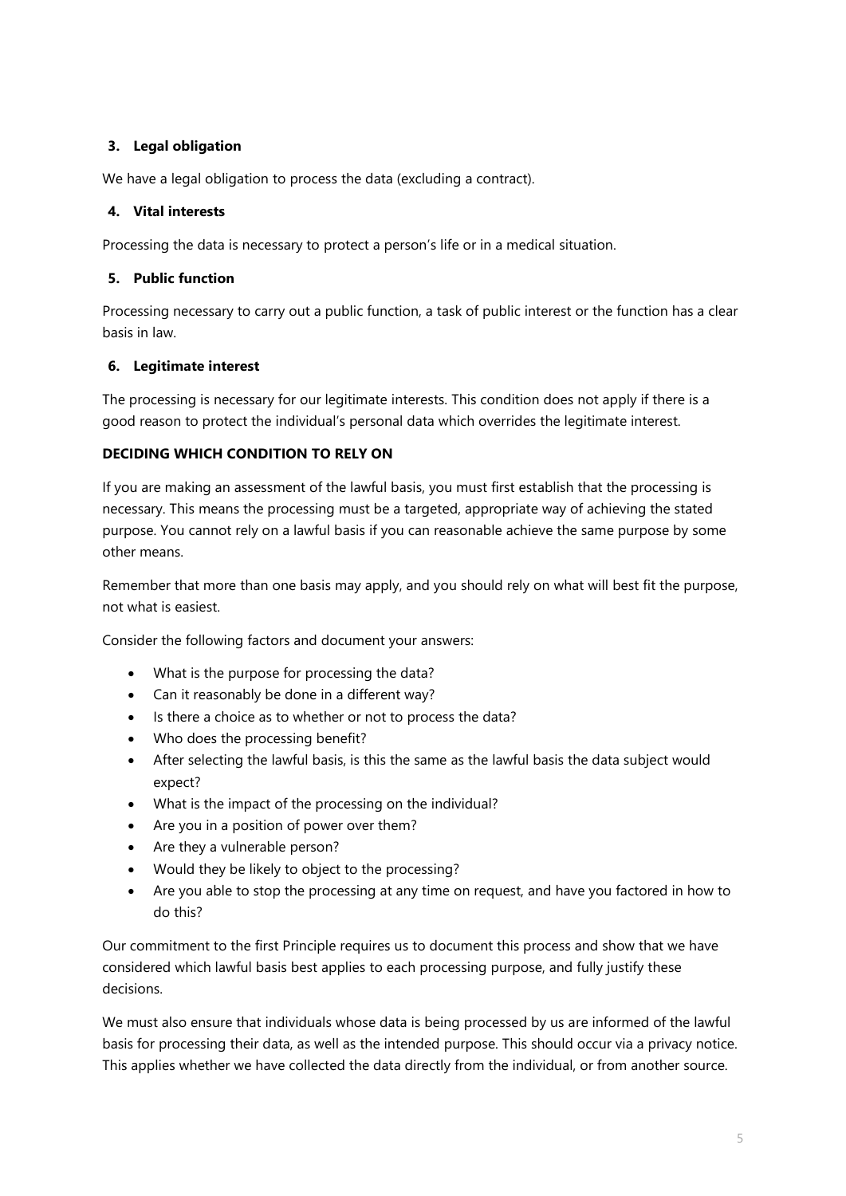**3. Legal obligation**

We have a legal obligation to process the data (excluding a contract).

**4. Vital interests**

Processing the data is necessary to protect a person's life or in a medical situation.

**5. Public function**

Processing necessary to carry out a public function, a task of public interest or the function has a clear basis in law.

**6. Legitimate interest**

The processing is necessary for our legitimate interests. This condition does not apply if there is a good reason to protect the individual's personal data which overrides the legitimate interest.

**DECIDING WHICH CONDITION TO RELY ON**

If you are making an assessment of the lawful basis, you must first establish that the processing is necessary. This means the processing must be a targeted, appropriate way of achieving the stated purpose. You cannot rely on a lawful basis if you can reasonable achieve the same purpose by some other means.

Remember that more than one basis may apply, and you should rely on what will best fit the purpose, not what is easiest.

Consider the following factors and document your answers:

- What is the purpose for processing the data?
- Can it reasonably be done in a different way?
- Is there a choice as to whether or not to process the data?
- Who does the processing benefit?
- After selecting the lawful basis, is this the same as the lawful basis the data subject would expect?
- What is the impact of the processing on the individual?
- Are you in a position of power over them?
- Are they a vulnerable person?
- Would they be likely to object to the processing?
- Are you able to stop the processing at any time on request, and have you factored in how to do this?

Our commitment to the first Principle requires us to document this process and show that we have considered which lawful basis best applies to each processing purpose, and fully justify these decisions.

We must also ensure that individuals whose data is being processed by us are informed of the lawful basis for processing their data, as well as the intended purpose. This should occur via a privacy notice. This applies whether we have collected the data directly from the individual, or from another source.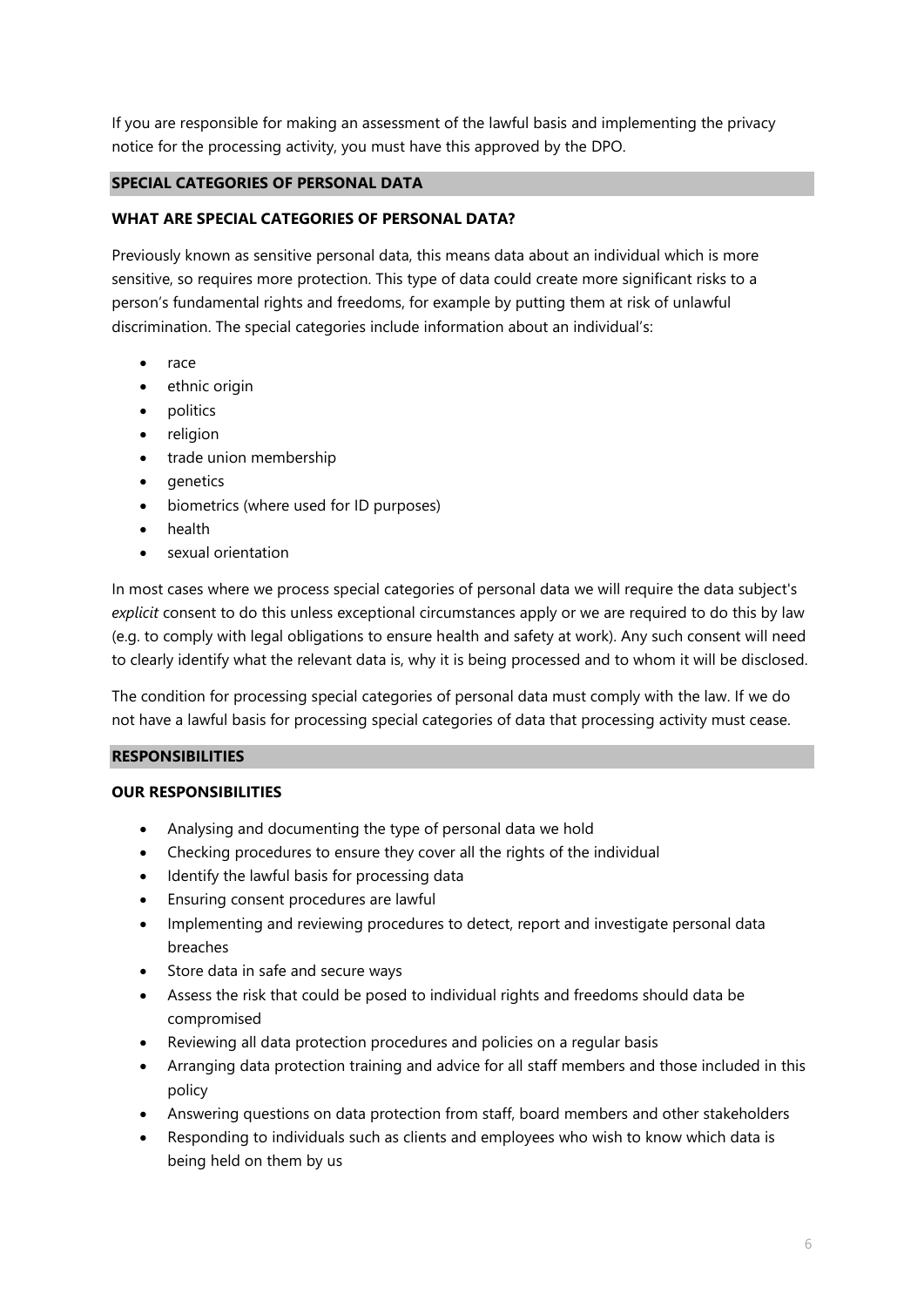If you are responsible for making an assessment of the lawful basis and implementing the privacy notice for the processing activity, you must have this approved by the DPO.

## SPECIAL CATEGORIES OF PERSONAL DATA

### WHAT ARE SPECIAL CATEGORIES OF PERSONAL DATA?

Previously known as sensitive personal data, this means data about an individual which is more sensitive, so requires more protection. This type of data could create more significant risks to a person's fundamental rights and freedoms, for example by putting them at risk of unlawful discrimination. The special categories include information about an individual's:

- race
- ethnic origin
- politics
- religion
- trade union membership
- genetics
- biometrics (where used for ID purposes)
- health
- sexual orientation

In most cases where we process special categories of personal data we will require the data subject's *explicit* consent to do this unless exceptional circumstances apply or we are required to do this by law (e.g. to comply with legal obligations to ensure health and safety at work). Any such consent will need to clearly identify what the relevant data is, why it is being processed and to whom it will be disclosed.

The condition for processing special categories of personal data must comply with the law. If we do not have a lawful basis for processing special categories of data that processing activity must cease.

## RESPONSIBILITIES

### OUR RESPONSIBILITIES

- Analysing and documenting the type of personal data we hold
- Checking procedures to ensure they cover all the rights of the individual
- Identify the lawful basis for processing data
- Ensuring consent procedures are lawful
- Implementing and reviewing procedures to detect, report and investigate personal data breaches
- Store data in safe and secure ways
- Assess the risk that could be posed to individual rights and freedoms should data be compromised
- Reviewing all data protection procedures and policies on a regular basis
- Arranging data protection training and advice for all staff members and those included in this policy
- Answering questions on data protection from staff, board members and other stakeholders
- Responding to individuals such as clients and employees who wish to know which data is being held on them by us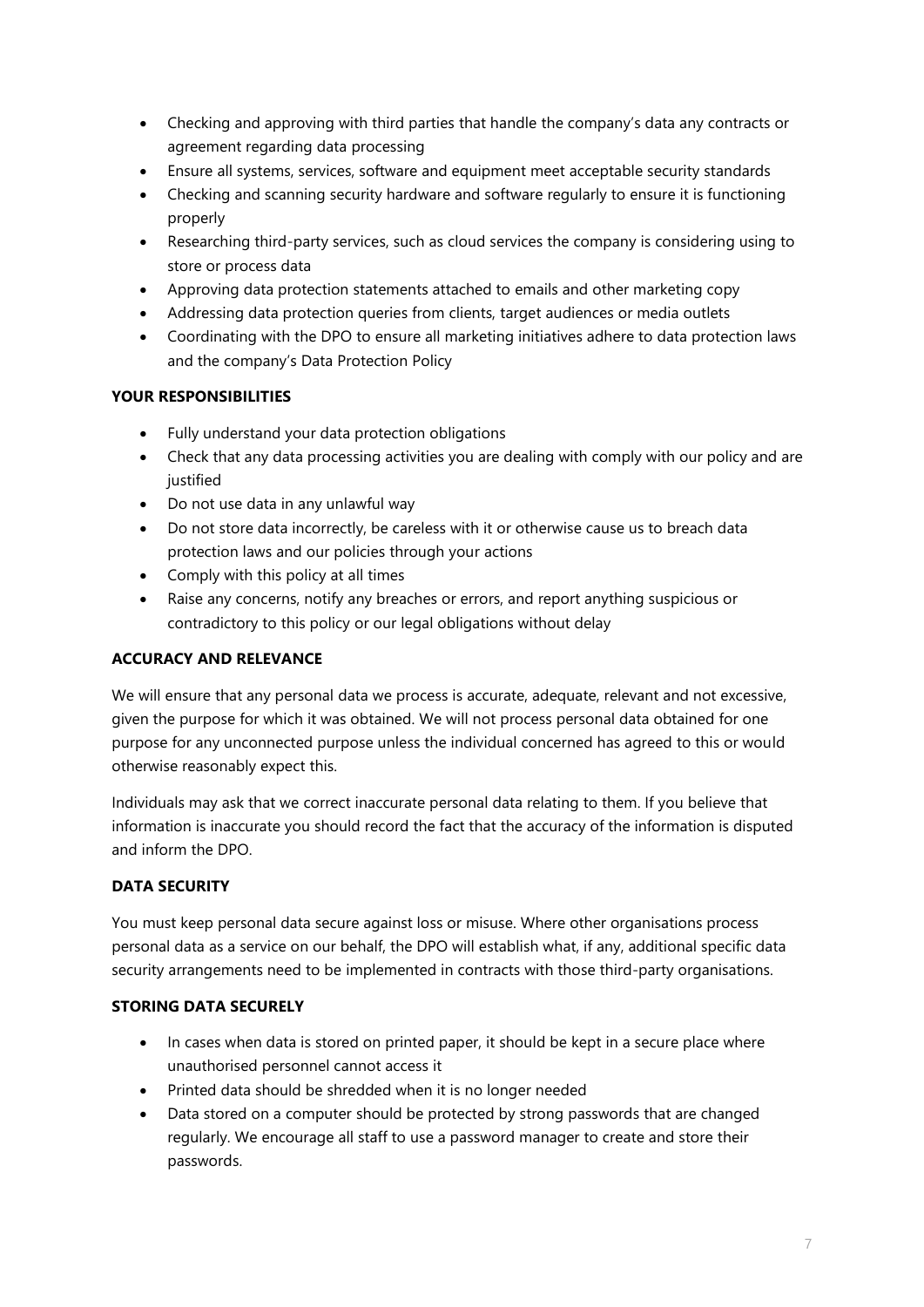- Checking and approving with third parties that handle the company's data any contracts or agreement regarding data processing
- Ensure all systems, services, software and equipment meet acceptable security standards
- Checking and scanning security hardware and software regularly to ensure it is functioning properly
- Researching third-party services, such as cloud services the company is considering using to store or process data
- Approving data protection statements attached to emails and other marketing copy
- Addressing data protection queries from clients, target audiences or media outlets
- Coordinating with the DPO to ensure all marketing initiatives adhere to data protection laws and the company's Data Protection Policy

**YOUR RESPONSIBILITIES**

- Fully understand your data protection obligations
- Check that any data processing activities you are dealing with comply with our policy and are justified
- Do not use data in any unlawful way
- Do not store data incorrectly, be careless with it or otherwise cause us to breach data protection laws and our policies through your actions
- Comply with this policy at all times
- Raise any concerns, notify any breaches or errors, and report anything suspicious or contradictory to this policy or our legal obligations without delay

**ACCURACY AND RELEVANCE**

We will ensure that any personal data we process is accurate, adequate, relevant and not excessive, given the purpose for which it was obtained. We will not process personal data obtained for one purpose for any unconnected purpose unless the individual concerned has agreed to this or would otherwise reasonably expect this.

Individuals may ask that we correct inaccurate personal data relating to them. If you believe that information is inaccurate you should record the fact that the accuracy of the information is disputed and inform the DPO.

**DATA SECURITY**

You must keep personal data secure against loss or misuse. Where other organisations process personal data as a service on our behalf, the DPO will establish what, if any, additional specific data security arrangements need to be implemented in contracts with those third-party organisations.

**STORING DATA SECURELY**

- In cases when data is stored on printed paper, it should be kept in a secure place where unauthorised personnel cannot access it
- Printed data should be shredded when it is no longer needed
- Data stored on a computer should be protected by strong passwords that are changed regularly. We encourage all staff to use a password manager to create and store their passwords.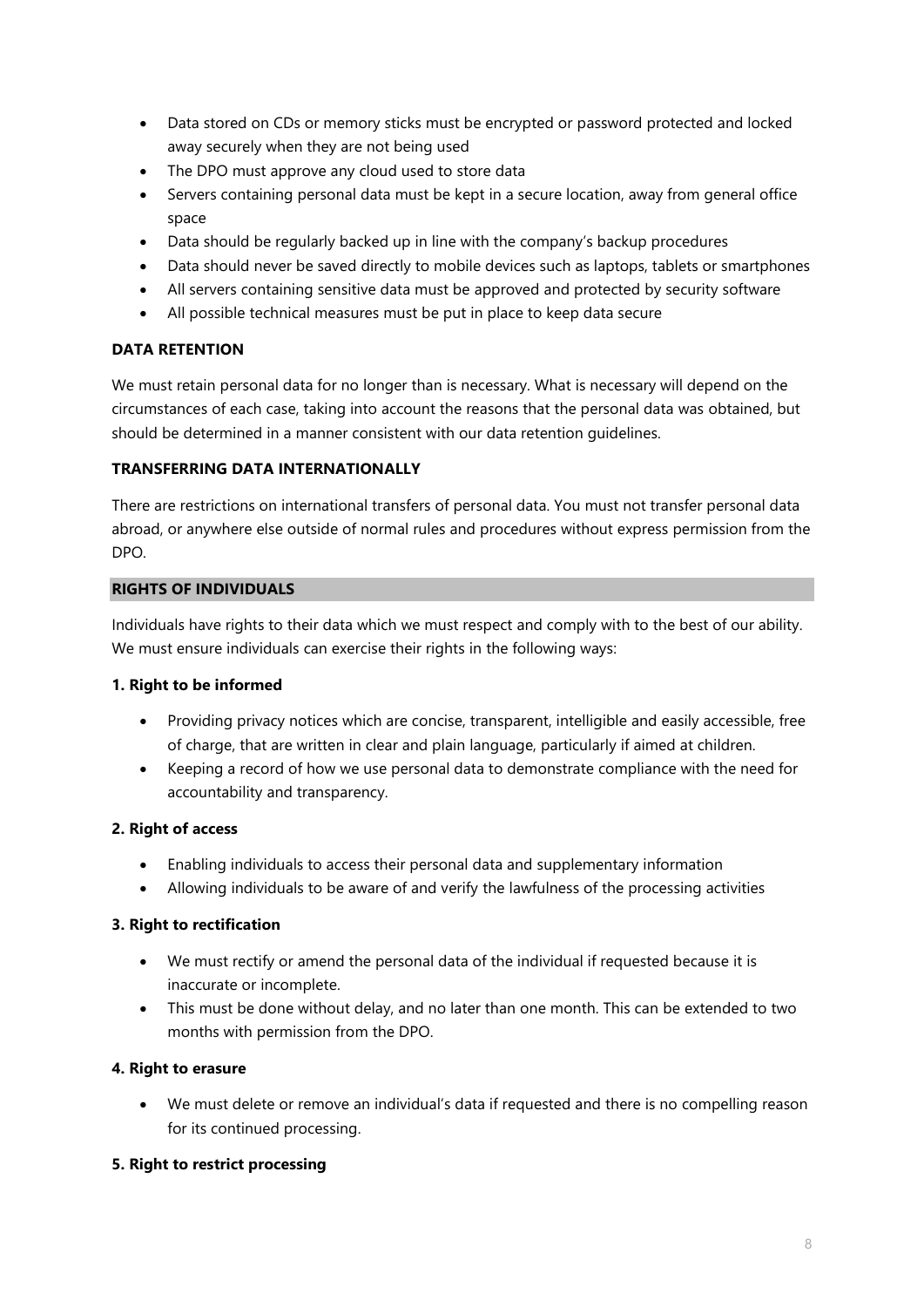- Data stored on CDs or memory sticks must be encrypted or password protected and locked away securely when they are not being used
- The DPO must approve any cloud used to store data
- Servers containing personal data must be kept in a secure location, away from general office space
- Data should be regularly backed up in line with the company's backup procedures
- Data should never be saved directly to mobile devices such as laptops, tablets or smartphones
- All servers containing sensitive data must be approved and protected by security software
- All possible technical measures must be put in place to keep data secure

**DATA RETENTION**

We must retain personal data for no longer than is necessary. What is necessary will depend on the circumstances of each case, taking into account the reasons that the personal data was obtained, but should be determined in a manner consistent with our data retention guidelines.

**TRANSFERRING DATA INTERNATIONALLY**

There are restrictions on international transfers of personal data. You must not transfer personal data abroad, or anywhere else outside of normal rules and procedures without express permission from the DPO.

## RIGHTS OF INDIVIDUALS

Individuals have rights to their data which we must respect and comply with to the best of our ability. We must ensure individuals can exercise their rights in the following ways:

**1. Right to be informed**

- Providing privacy notices which are concise, transparent, intelligible and easily accessible, free of charge, that are written in clear and plain language, particularly if aimed at children.
- Keeping a record of how we use personal data to demonstrate compliance with the need for accountability and transparency.

**2. Right of access**

- Enabling individuals to access their personal data and supplementary information
- Allowing individuals to be aware of and verify the lawfulness of the processing activities

**3. Right to rectification**

- We must rectify or amend the personal data of the individual if requested because it is inaccurate or incomplete.
- This must be done without delay, and no later than one month. This can be extended to two months with permission from the DPO.

**4. Right to erasure**

- We must delete or remove an individual's data if requested and there is no compelling reason for its continued processing.

**5. Right to restrict processing**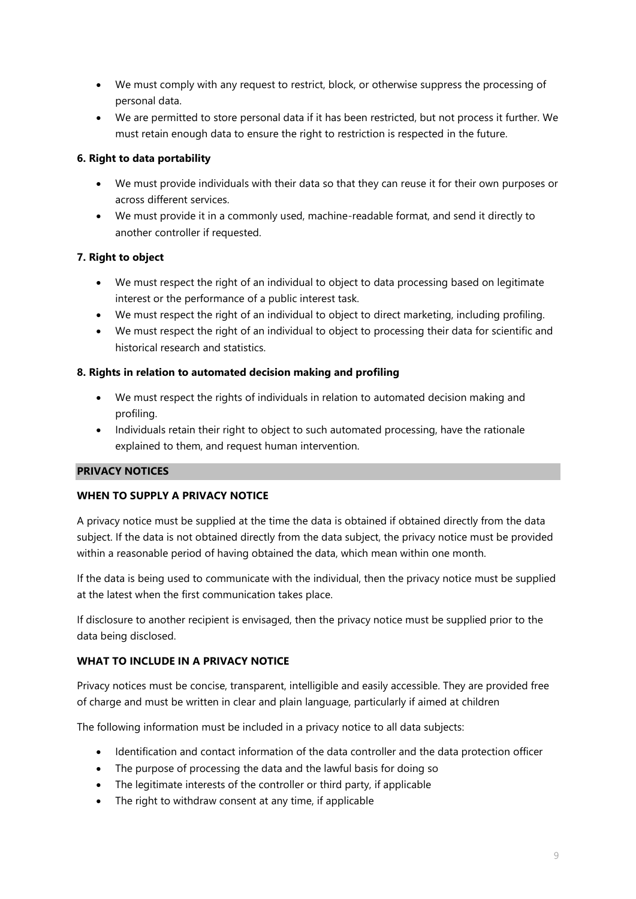- We must comply with any request to restrict, block, or otherwise suppress the processing of personal data.
- We are permitted to store personal data if it has been restricted, but not process it further. We must retain enough data to ensure the right to restriction is respected in the future.

**6. Right to data portability**

- We must provide individuals with their data so that they can reuse it for their own purposes or across different services.
- We must provide it in a commonly used, machine-readable format, and send it directly to another controller if requested.

**7. Right to object**

- We must respect the right of an individual to object to data processing based on legitimate interest or the performance of a public interest task.
- We must respect the right of an individual to object to direct marketing, including profiling.
- We must respect the right of an individual to object to processing their data for scientific and historical research and statistics.

**8. Rights in relation to automated decision making and profiling**

- We must respect the rights of individuals in relation to automated decision making and profiling.
- Individuals retain their right to object to such automated processing, have the rationale explained to them, and request human intervention.

## PRIVACY NOTICES

### WHEN TO SUPPLY A PRIVACY NOTICE

A privacy notice must be supplied at the time the data is obtained if obtained directly from the data subject. If the data is not obtained directly from the data subject, the privacy notice must be provided within a reasonable period of having obtained the data, which mean within one month.

If the data is being used to communicate with the individual, then the privacy notice must be supplied at the latest when the first communication takes place.

If disclosure to another recipient is envisaged, then the privacy notice must be supplied prior to the data being disclosed.

### WHAT TO INCLUDE IN A PRIVACY NOTICE

Privacy notices must be concise, transparent, intelligible and easily accessible. They are provided free of charge and must be written in clear and plain language, particularly if aimed at children

The following information must be included in a privacy notice to all data subjects:

- Identification and contact information of the data controller and the data protection officer
- The purpose of processing the data and the lawful basis for doing so
- The legitimate interests of the controller or third party, if applicable
- The right to withdraw consent at any time, if applicable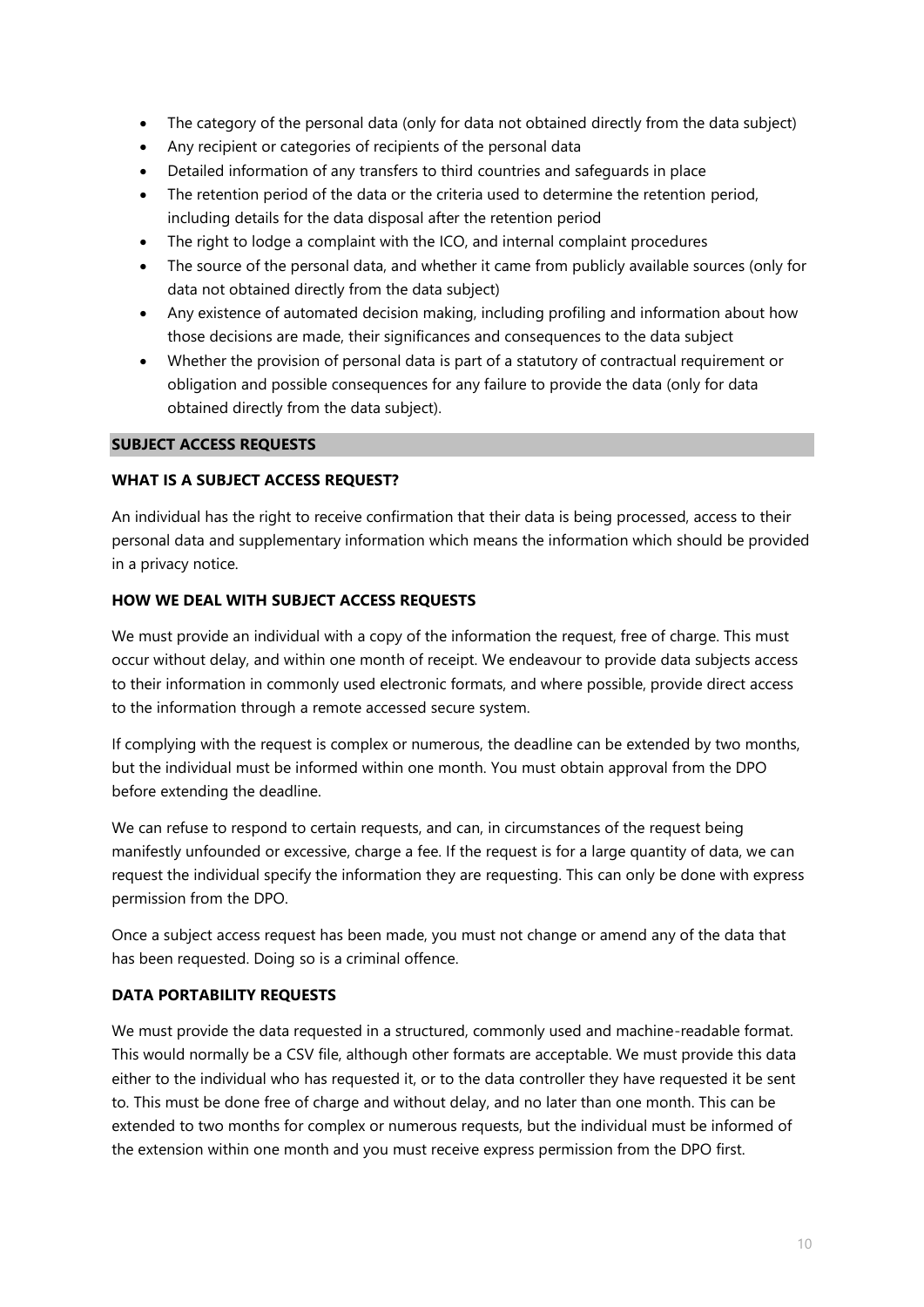- The category of the personal data (only for data not obtained directly from the data subject)
- Any recipient or categories of recipients of the personal data
- Detailed information of any transfers to third countries and safeguards in place
- The retention period of the data or the criteria used to determine the retention period, including details for the data disposal after the retention period
- The right to lodge a complaint with the ICO, and internal complaint procedures
- The source of the personal data, and whether it came from publicly available sources (only for data not obtained directly from the data subject)
- Any existence of automated decision making, including profiling and information about how those decisions are made, their significances and consequences to the data subject
- Whether the provision of personal data is part of a statutory of contractual requirement or obligation and possible consequences for any failure to provide the data (only for data obtained directly from the data subject).

## SUBJECT ACCESS REQUESTS

### WHAT IS A SUBJECT ACCESS REQUEST?

An individual has the right to receive confirmation that their data is being processed, access to their personal data and supplementary information which means the information which should be provided in a privacy notice.

### HOW WE DEAL WITH SUBJECT ACCESS REQUESTS

We must provide an individual with a copy of the information the request, free of charge. This must occur without delay, and within one month of receipt. We endeavour to provide data subjects access to their information in commonly used electronic formats, and where possible, provide direct access to the information through a remote accessed secure system.

If complying with the request is complex or numerous, the deadline can be extended by two months, but the individual must be informed within one month. You must obtain approval from the DPO before extending the deadline.

We can refuse to respond to certain requests, and can, in circumstances of the request being manifestly unfounded or excessive, charge a fee. If the request is for a large quantity of data, we can request the individual specify the information they are requesting. This can only be done with express permission from the DPO.

Once a subject access request has been made, you must not change or amend any of the data that has been requested. Doing so is a criminal offence.

### DATA PORTABILITY REQUESTS

We must provide the data requested in a structured, commonly used and machine-readable format. This would normally be a CSV file, although other formats are acceptable. We must provide this data either to the individual who has requested it, or to the data controller they have requested it be sent to. This must be done free of charge and without delay, and no later than one month. This can be extended to two months for complex or numerous requests, but the individual must be informed of the extension within one month and you must receive express permission from the DPO first.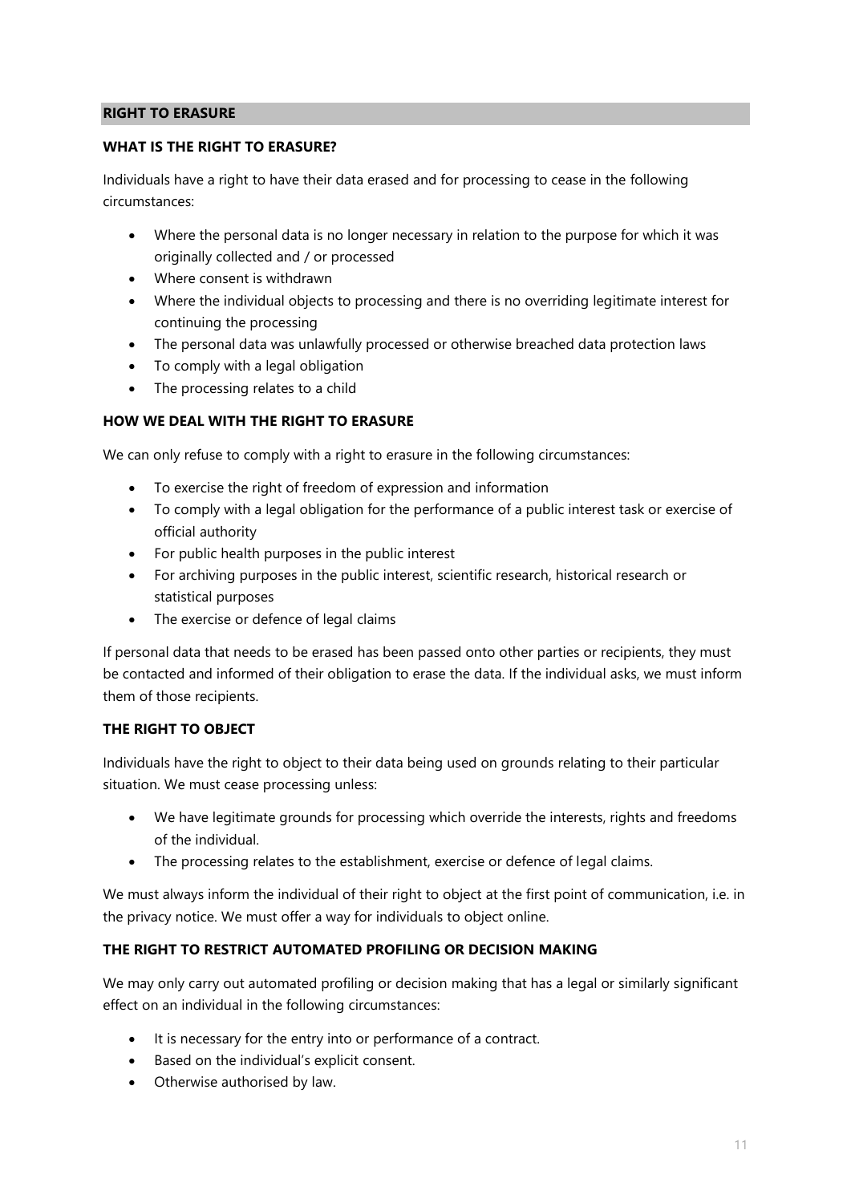## RIGHT TO ERASURE

### WHAT IS THE RIGHT TO ERASURE?

Individuals have a right to have their data erased and for processing to cease in the following circumstances:

- Where the personal data is no longer necessary in relation to the purpose for which it was originally collected and / or processed
- Where consent is withdrawn
- Where the individual objects to processing and there is no overriding legitimate interest for continuing the processing
- The personal data was unlawfully processed or otherwise breached data protection laws
- To comply with a legal obligation
- The processing relates to a child

### HOW WE DEAL WITH THE RIGHT TO ERASURE

We can only refuse to comply with a right to erasure in the following circumstances:

- To exercise the right of freedom of expression and information
- To comply with a legal obligation for the performance of a public interest task or exercise of official authority
- For public health purposes in the public interest
- For archiving purposes in the public interest, scientific research, historical research or statistical purposes
- The exercise or defence of legal claims

If personal data that needs to be erased has been passed onto other parties or recipients, they must be contacted and informed of their obligation to erase the data. If the individual asks, we must inform them of those recipients.

### THE RIGHT TO OBJECT

Individuals have the right to object to their data being used on grounds relating to their particular situation. We must cease processing unless:

- We have legitimate grounds for processing which override the interests, rights and freedoms of the individual.
- The processing relates to the establishment, exercise or defence of legal claims.

We must always inform the individual of their right to object at the first point of communication, i.e. in the privacy notice. We must offer a way for individuals to object online.

### THE RIGHT TO RESTRICT AUTOMATED PROFILING OR DECISION MAKING

We may only carry out automated profiling or decision making that has a legal or similarly significant effect on an individual in the following circumstances:

- It is necessary for the entry into or performance of a contract.
- Based on the individual's explicit consent.
- Otherwise authorised by law.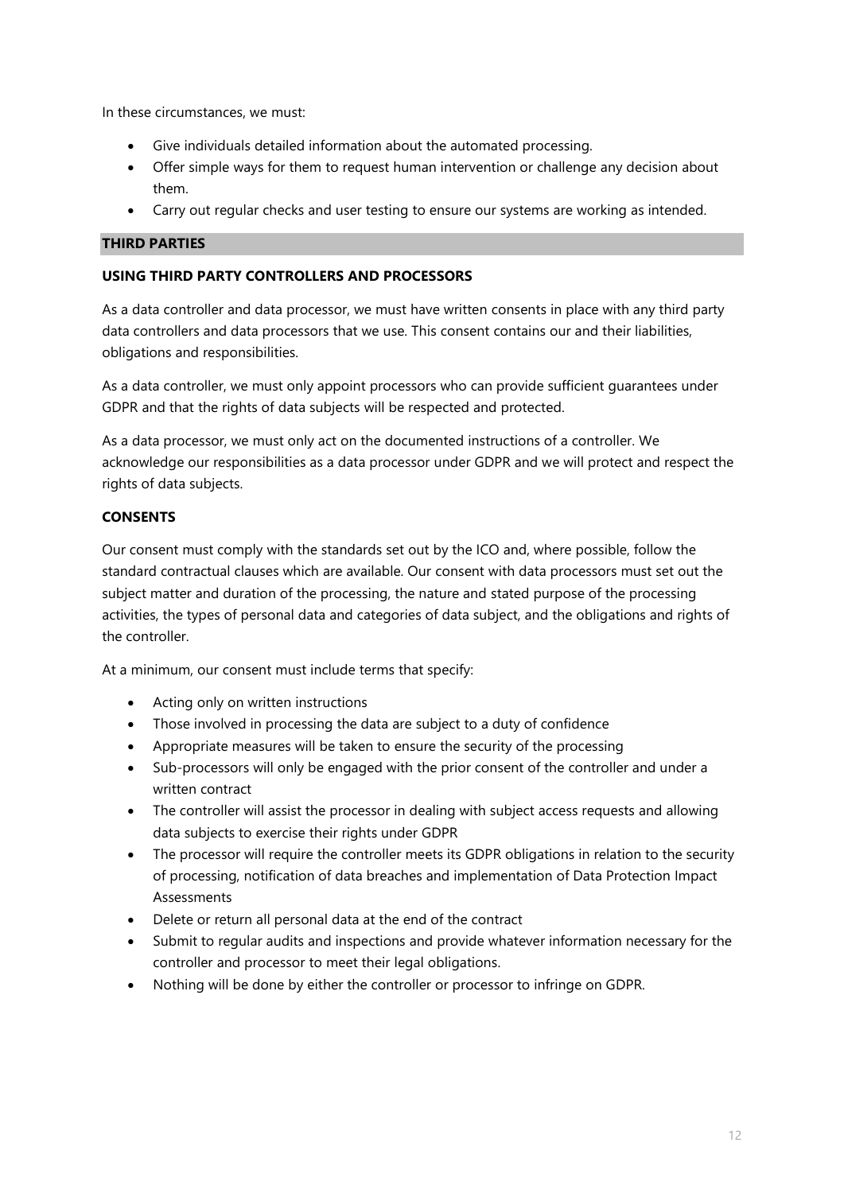In these circumstances, we must:

- Give individuals detailed information about the automated processing.
- Offer simple ways for them to request human intervention or challenge any decision about them.
- Carry out regular checks and user testing to ensure our systems are working as intended.

## THIRD PARTIES

### USING THIRD PARTY CONTROLLERS AND PROCESSORS

As a data controller and data processor, we must have written consents in place with any third party data controllers and data processors that we use. This consent contains our and their liabilities, obligations and responsibilities.

As a data controller, we must only appoint processors who can provide sufficient guarantees under GDPR and that the rights of data subjects will be respected and protected.

As a data processor, we must only act on the documented instructions of a controller. We acknowledge our responsibilities as a data processor under GDPR and we will protect and respect the rights of data subjects.

### CONSENTS

Our consent must comply with the standards set out by the ICO and, where possible, follow the standard contractual clauses which are available. Our consent with data processors must set out the subject matter and duration of the processing, the nature and stated purpose of the processing activities, the types of personal data and categories of data subject, and the obligations and rights of the controller.

At a minimum, our consent must include terms that specify:

- Acting only on written instructions
- Those involved in processing the data are subject to a duty of confidence
- Appropriate measures will be taken to ensure the security of the processing
- Sub-processors will only be engaged with the prior consent of the controller and under a written contract
- The controller will assist the processor in dealing with subject access requests and allowing data subjects to exercise their rights under GDPR
- The processor will require the controller meets its GDPR obligations in relation to the security of processing, notification of data breaches and implementation of Data Protection Impact Assessments
- Delete or return all personal data at the end of the contract
- Submit to regular audits and inspections and provide whatever information necessary for the controller and processor to meet their legal obligations.
- Nothing will be done by either the controller or processor to infringe on GDPR.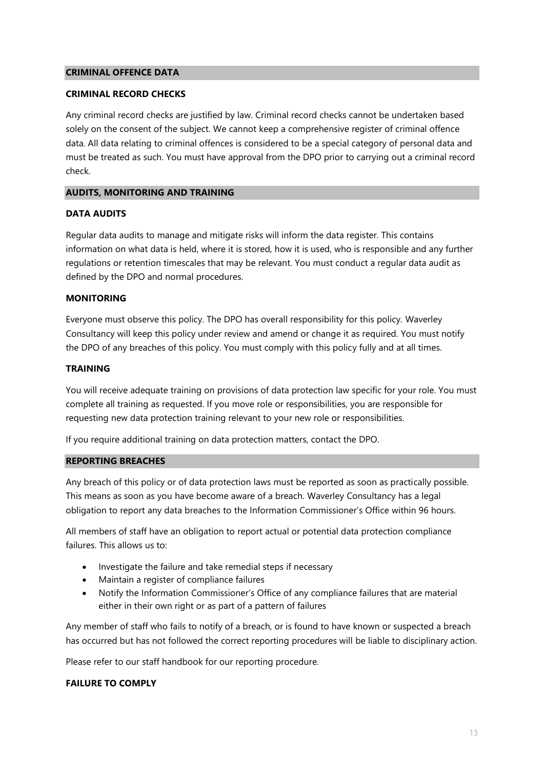## CRIMINAL OFFENCE DATA

### CRIMINAL RECORD CHECKS

Any criminal record checks are justified by law. Criminal record checks cannot be undertaken based solely on the consent of the subject. We cannot keep a comprehensive register of criminal offence data. All data relating to criminal offences is considered to be a special category of personal data and must be treated as such. You must have approval from the DPO prior to carrying out a criminal record check.

## AUDITS, MONITORING AND TRAINING

### DATA AUDITS

Regular data audits to manage and mitigate risks will inform the data register. This contains information on what data is held, where it is stored, how it is used, who is responsible and any further regulations or retention timescales that may be relevant. You must conduct a regular data audit as defined by the DPO and normal procedures.

### MONITORING

Everyone must observe this policy. The DPO has overall responsibility for this policy. Waverley Consultancy will keep this policy under review and amend or change it as required. You must notify the DPO of any breaches of this policy. You must comply with this policy fully and at all times.

### TRAINING

You will receive adequate training on provisions of data protection law specific for your role. You must complete all training as requested. If you move role or responsibilities, you are responsible for requesting new data protection training relevant to your new role or responsibilities.

If you require additional training on data protection matters, contact the DPO.

## REPORTING BREACHES

Any breach of this policy or of data protection laws must be reported as soon as practically possible. This means as soon as you have become aware of a breach. Waverley Consultancy has a legal obligation to report any data breaches to the Information Commissioner's Office within 96 hours.

All members of staff have an obligation to report actual or potential data protection compliance failures. This allows us to:

- Investigate the failure and take remedial steps if necessary
- Maintain a register of compliance failures
- Notify the Information Commissioner's Office of any compliance failures that are material either in their own right or as part of a pattern of failures

Any member of staff who fails to notify of a breach, or is found to have known or suspected a breach has occurred but has not followed the correct reporting procedures will be liable to disciplinary action.

Please refer to our staff handbook for our reporting procedure.

### FAILURE TO COMPLY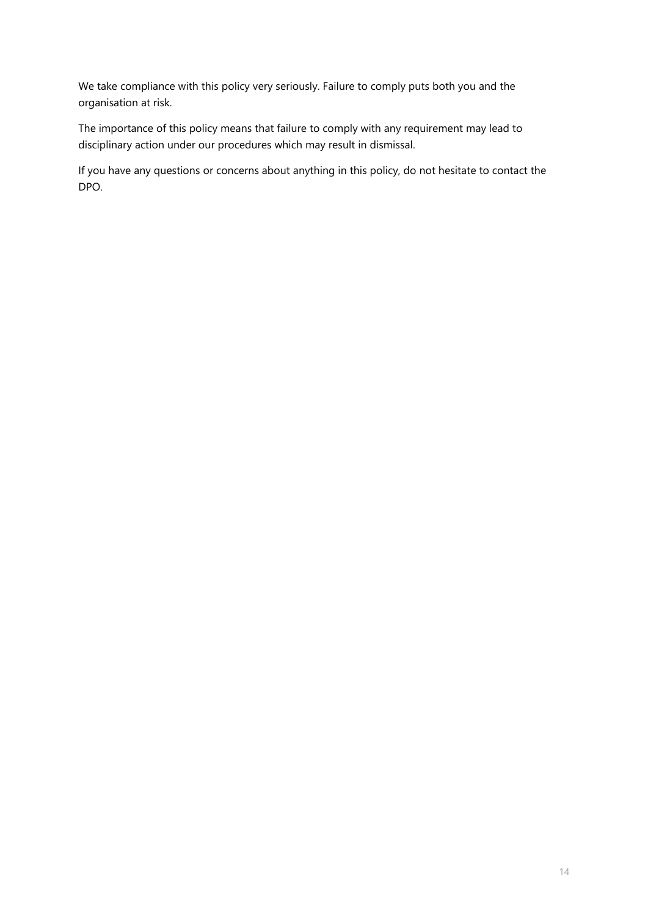We take compliance with this policy very seriously. Failure to comply puts both you and the organisation at risk.

The importance of this policy means that failure to comply with any requirement may lead to disciplinary action under our procedures which may result in dismissal.

If you have any questions or concerns about anything in this policy, do not hesitate to contact the DPO.